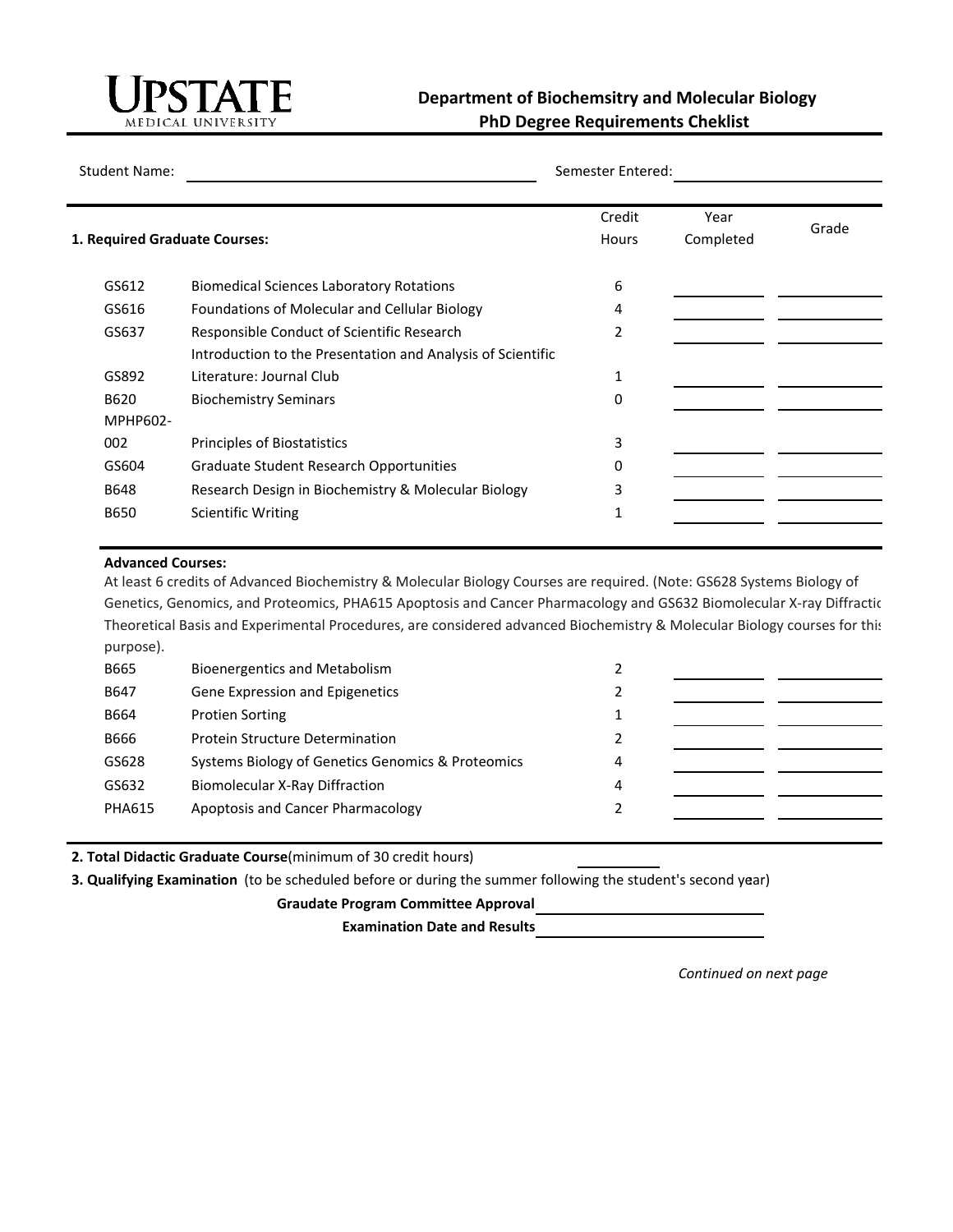**UPSTATE**
MEDICAL UNIVERSITY

# Department of Biochemsitry and Molecular Biology
## PhD Degree Requirements Cheklist

Student Name: ______________________ Semester Entered: ______________________

| 1. Required Graduate Courses: | | Credit Hours | Year Completed | Grade |
|---|---|---|---|---|
| GS612 | Biomedical Sciences Laboratory Rotations | 6 | | |
| GS616 | Foundations of Molecular and Cellular Biology | 4 | | |
| GS637 | Responsible Conduct of Scientific Research | 2 | | |
| GS892 | Introduction to the Presentation and Analysis of Scientific Literature: Journal Club | 1 | | |
| B620 | Biochemistry Seminars | 0 | | |
| MPHP602-002 | Principles of Biostatistics | 3 | | |
| GS604 | Graduate Student Research Opportunities | 0 | | |
| B648 | Research Design in Biochemistry & Molecular Biology | 3 | | |
| B650 | Scientific Writing | 1 | | |

**Advanced Courses:**

At least 6 credits of Advanced Biochemistry & Molecular Biology Courses are required. (Note: GS628 Systems Biology of Genetics, Genomics, and Proteomics, PHA615 Apoptosis and Cancer Pharmacology and GS632 Biomolecular X-ray Diffractic Theoretical Basis and Experimental Procedures, are considered advanced Biochemistry & Molecular Biology courses for this purpose).

| | | Credit Hours | Year Completed | Grade |
|---|---|---|---|---|
| B665 | Bioenergentics and Metabolism | 2 | | |
| B647 | Gene Expression and Epigenetics | 2 | | |
| B664 | Protien Sorting | 1 | | |
| B666 | Protein Structure Determination | 2 | | |
| GS628 | Systems Biology of Genetics Genomics & Proteomics | 4 | | |
| GS632 | Biomolecular X-Ray Diffraction | 4 | | |
| PHA615 | Apoptosis and Cancer Pharmacology | 2 | | |

**2. Total Didactic Graduate Course** (minimum of 30 credit hours) ____________

**3. Qualifying Examination** (to be scheduled before or during the summer following the student's second year)

**Graudate Program Committee Approval** ______________________

**Examination Date and Results** ______________________

*Continued on next page*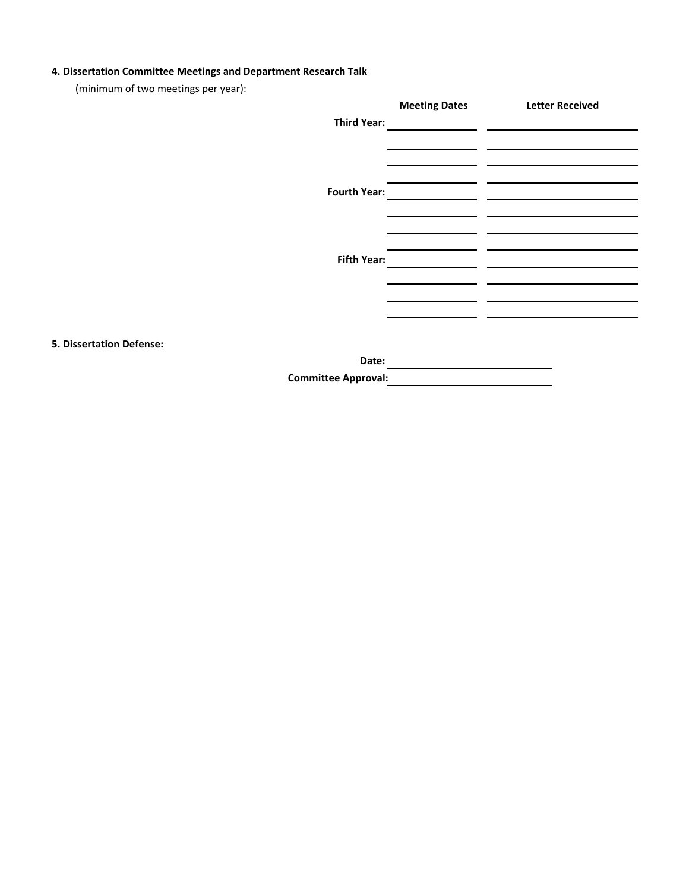**4. Dissertation Committee Meetings and Department Research Talk**

(minimum of two meetings per year):

| | Meeting Dates | Letter Received |
| --- | --- | --- |
| Third Year: | | |
| | | |
| | | |
| | | |
| Fourth Year: | | |
| | | |
| | | |
| | | |
| Fifth Year: | | |
| | | |
| | | |
| | | |

**5. Dissertation Defense:**

**Date:** \_\_\_\_\_\_\_\_\_\_\_\_\_\_\_\_\_\_\_\_

**Committee Approval:** \_\_\_\_\_\_\_\_\_\_\_\_\_\_\_\_\_\_\_\_